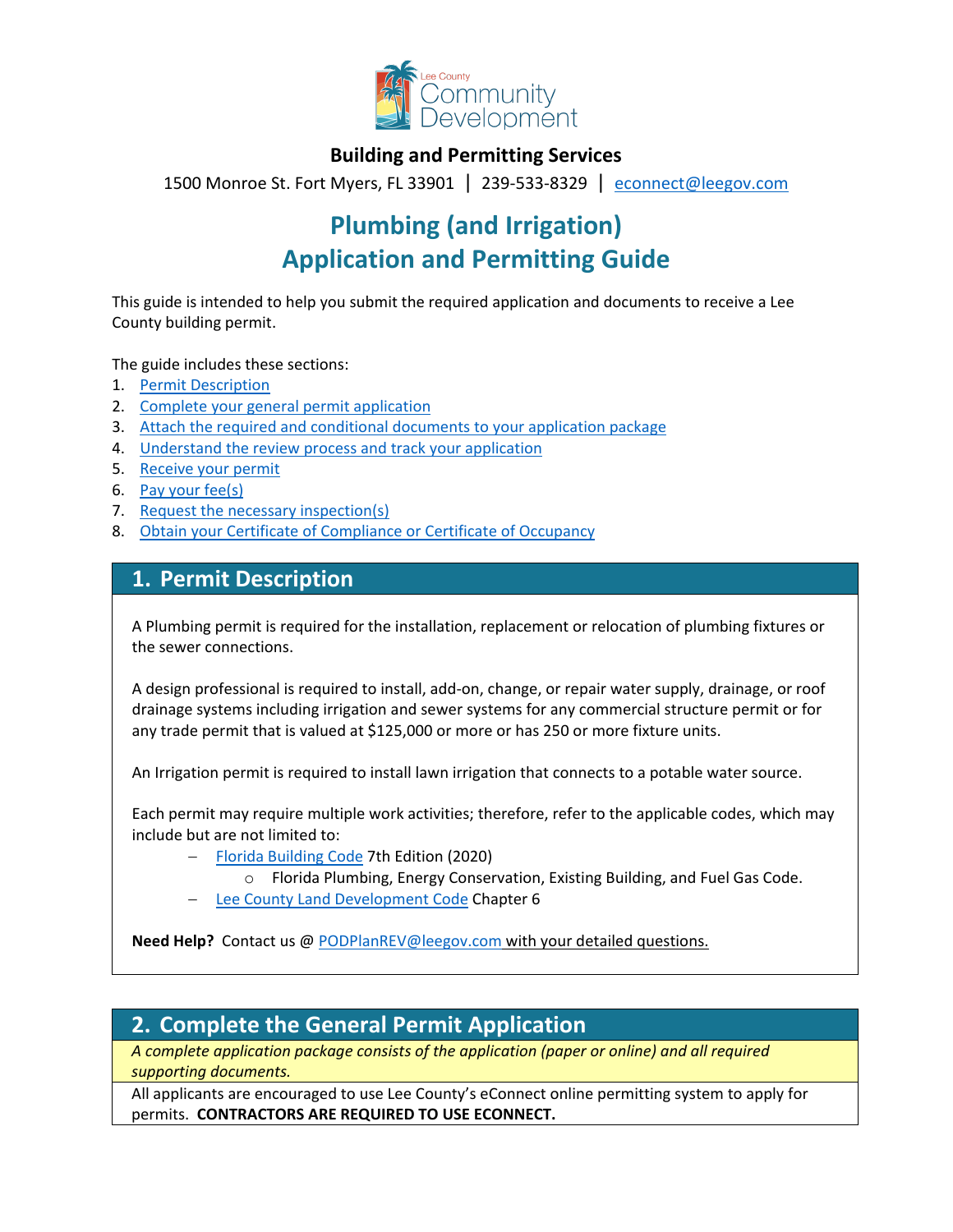Lee County Community Development

**Building and Permitting Services**

1500 Monroe St. Fort Myers, FL 33901 | 239-533-8329 | econnect@leegov.com

# Plumbing (and Irrigation) Application and Permitting Guide

This guide is intended to help you submit the required application and documents to receive a Lee County building permit.

The guide includes these sections:

1. Permit Description
2. Complete your general permit application
3. Attach the required and conditional documents to your application package
4. Understand the review process and track your application
5. Receive your permit
6. Pay your fee(s)
7. Request the necessary inspection(s)
8. Obtain your Certificate of Compliance or Certificate of Occupancy

## 1. Permit Description

A Plumbing permit is required for the installation, replacement or relocation of plumbing fixtures or the sewer connections.

A design professional is required to install, add-on, change, or repair water supply, drainage, or roof drainage systems including irrigation and sewer systems for any commercial structure permit or for any trade permit that is valued at $125,000 or more or has 250 or more fixture units.

An Irrigation permit is required to install lawn irrigation that connects to a potable water source.

Each permit may require multiple work activities; therefore, refer to the applicable codes, which may include but are not limited to:

- Florida Building Code 7th Edition (2020)
    - Florida Plumbing, Energy Conservation, Existing Building, and Fuel Gas Code.
- Lee County Land Development Code Chapter 6

**Need Help?** Contact us @ PODPlanREV@leegov.com with your detailed questions.

## 2. Complete the General Permit Application

*A complete application package consists of the application (paper or online) and all required supporting documents.*

All applicants are encouraged to use Lee County's eConnect online permitting system to apply for permits. **CONTRACTORS ARE REQUIRED TO USE ECONNECT.**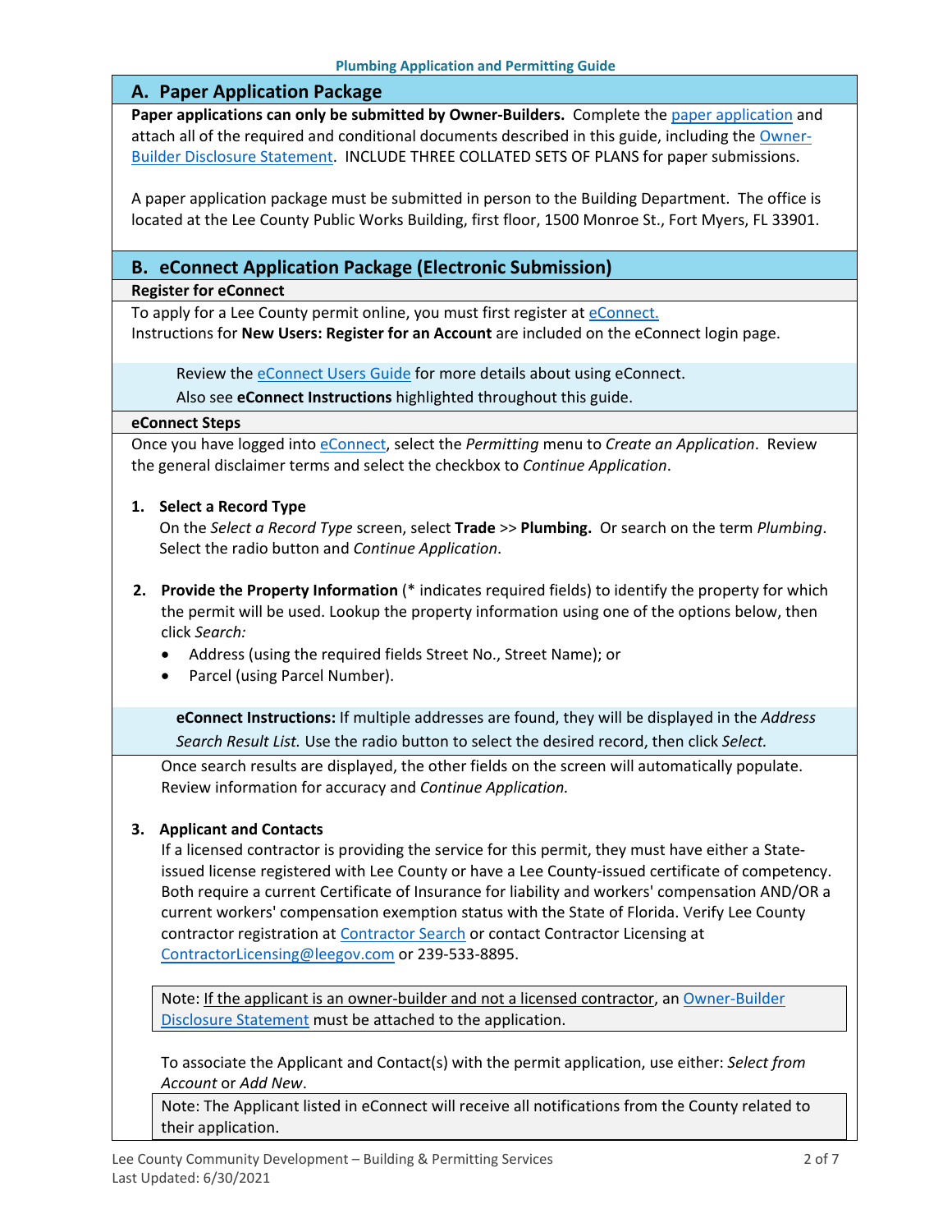## A. Paper Application Package

**Paper applications can only be submitted by Owner-Builders.** Complete the paper application and attach all of the required and conditional documents described in this guide, including the Owner-Builder Disclosure Statement. INCLUDE THREE COLLATED SETS OF PLANS for paper submissions.

A paper application package must be submitted in person to the Building Department. The office is located at the Lee County Public Works Building, first floor, 1500 Monroe St., Fort Myers, FL 33901.

## B. eConnect Application Package (Electronic Submission)

### Register for eConnect

To apply for a Lee County permit online, you must first register at eConnect.
Instructions for **New Users: Register for an Account** are included on the eConnect login page.

> Review the eConnect Users Guide for more details about using eConnect.
> Also see **eConnect Instructions** highlighted throughout this guide.

### eConnect Steps

Once you have logged into eConnect, select the *Permitting* menu to *Create an Application*. Review the general disclaimer terms and select the checkbox to *Continue Application*.

1. **Select a Record Type**
   On the *Select a Record Type* screen, select **Trade** >> **Plumbing.** Or search on the term *Plumbing*. Select the radio button and *Continue Application*.

2. **Provide the Property Information** (* indicates required fields) to identify the property for which the permit will be used. Lookup the property information using one of the options below, then click *Search:*
   - Address (using the required fields Street No., Street Name); or
   - Parcel (using Parcel Number).

   > **eConnect Instructions:** If multiple addresses are found, they will be displayed in the *Address Search Result List.* Use the radio button to select the desired record, then click *Select.*

   Once search results are displayed, the other fields on the screen will automatically populate. Review information for accuracy and *Continue Application.*

3. **Applicant and Contacts**
   If a licensed contractor is providing the service for this permit, they must have either a State-issued license registered with Lee County or have a Lee County-issued certificate of competency. Both require a current Certificate of Insurance for liability and workers' compensation AND/OR a current workers' compensation exemption status with the State of Florida. Verify Lee County contractor registration at Contractor Search or contact Contractor Licensing at ContractorLicensing@leegov.com or 239-533-8895.

   > Note: If the applicant is an owner-builder and not a licensed contractor, an Owner-Builder Disclosure Statement must be attached to the application.

   To associate the Applicant and Contact(s) with the permit application, use either: *Select from Account* or *Add New*.

   > Note: The Applicant listed in eConnect will receive all notifications from the County related to their application.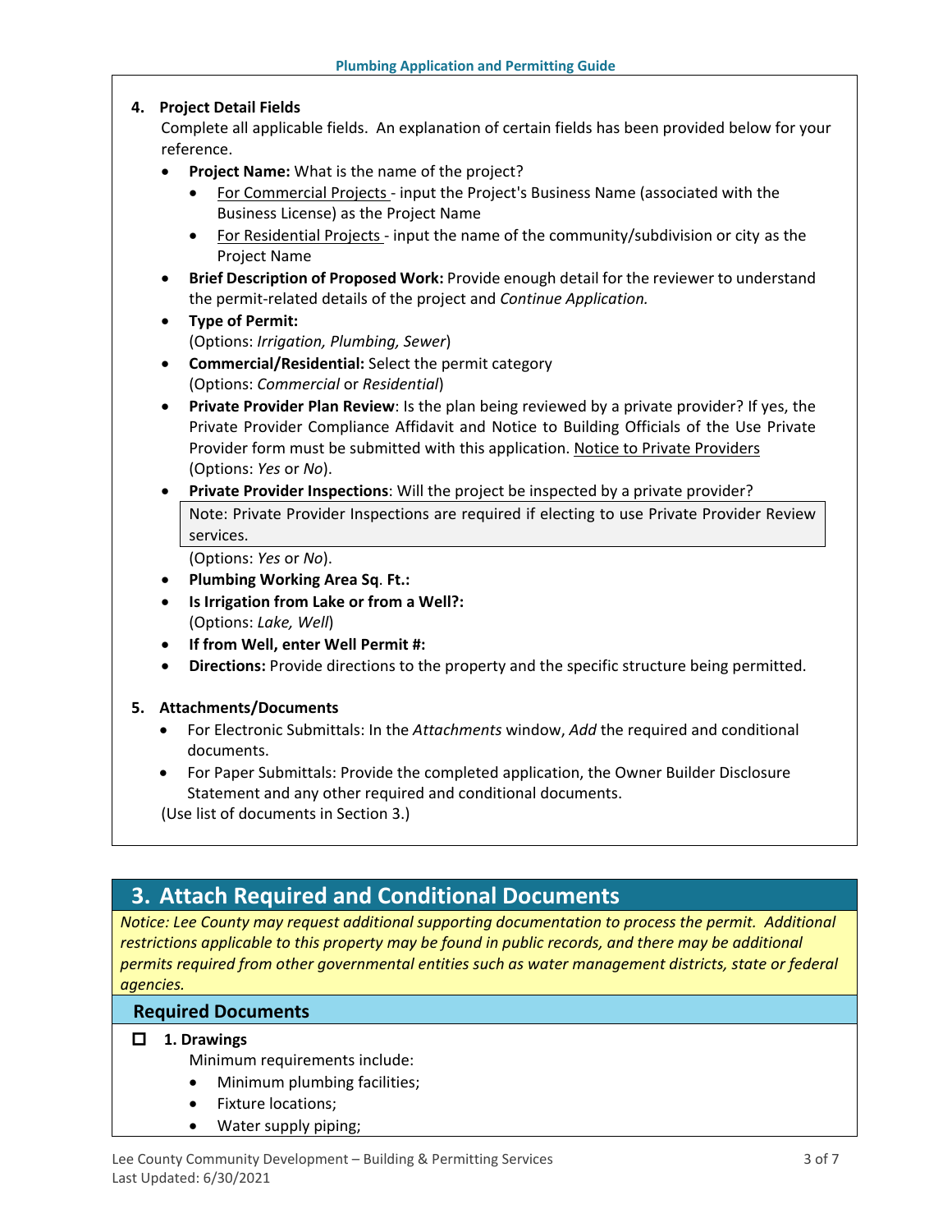4. **Project Detail Fields**

   Complete all applicable fields. An explanation of certain fields has been provided below for your reference.

   - **Project Name:** What is the name of the project?
     - For Commercial Projects - input the Project's Business Name (associated with the Business License) as the Project Name
     - For Residential Projects - input the name of the community/subdivision or city as the Project Name
   - **Brief Description of Proposed Work:** Provide enough detail for the reviewer to understand the permit-related details of the project and *Continue Application.*
   - **Type of Permit:**
     (Options: *Irrigation, Plumbing, Sewer*)
   - **Commercial/Residential:** Select the permit category
     (Options: *Commercial* or *Residential*)
   - **Private Provider Plan Review**: Is the plan being reviewed by a private provider? If yes, the Private Provider Compliance Affidavit and Notice to Building Officials of the Use Private Provider form must be submitted with this application. Notice to Private Providers
     (Options: *Yes* or *No*).
   - **Private Provider Inspections**: Will the project be inspected by a private provider?

     > Note: Private Provider Inspections are required if electing to use Private Provider Review services.

     (Options: *Yes* or *No*).
   - **Plumbing Working Area Sq. Ft.:**
   - **Is Irrigation from Lake or from a Well?:**
     (Options: *Lake, Well*)
   - **If from Well, enter Well Permit #:**
   - **Directions:** Provide directions to the property and the specific structure being permitted.

5. **Attachments/Documents**
   - For Electronic Submittals: In the *Attachments* window, *Add* the required and conditional documents.
   - For Paper Submittals: Provide the completed application, the Owner Builder Disclosure Statement and any other required and conditional documents.

   (Use list of documents in Section 3.)

## 3. Attach Required and Conditional Documents

*Notice: Lee County may request additional supporting documentation to process the permit. Additional restrictions applicable to this property may be found in public records, and there may be additional permits required from other governmental entities such as water management districts, state or federal agencies.*

### Required Documents

- [ ] **1. Drawings**

  Minimum requirements include:
  - Minimum plumbing facilities;
  - Fixture locations;
  - Water supply piping;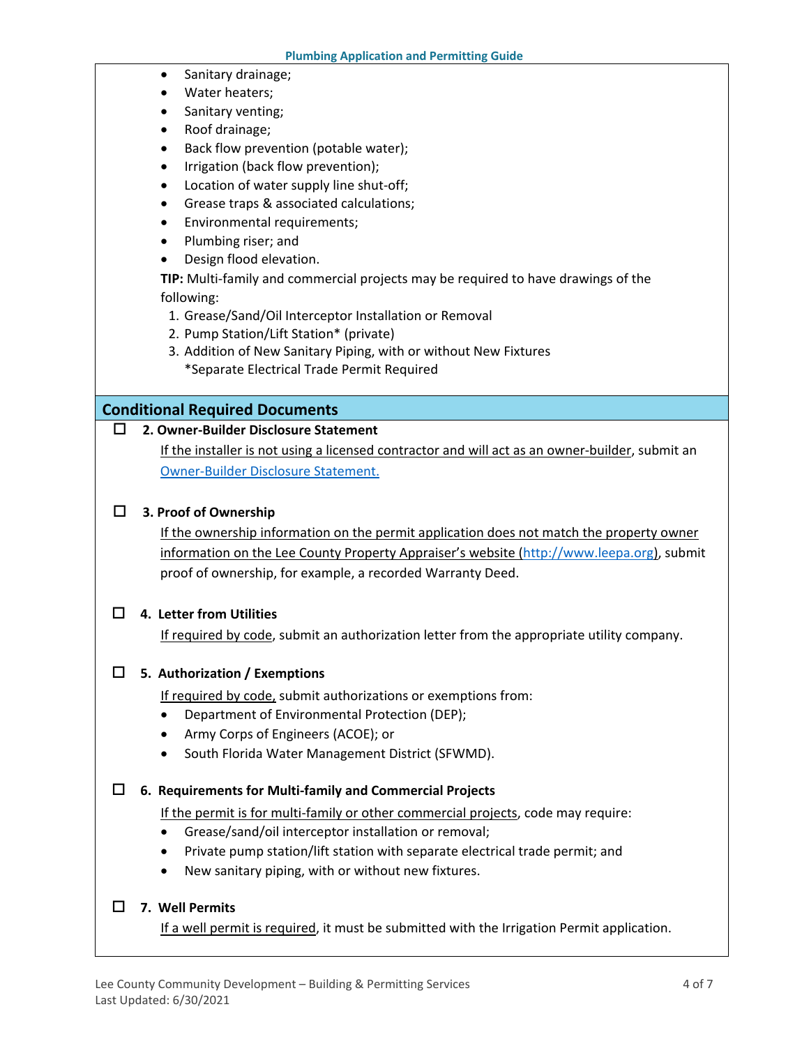- Sanitary drainage;
- Water heaters;
- Sanitary venting;
- Roof drainage;
- Back flow prevention (potable water);
- Irrigation (back flow prevention);
- Location of water supply line shut-off;
- Grease traps & associated calculations;
- Environmental requirements;
- Plumbing riser; and
- Design flood elevation.

**TIP:** Multi-family and commercial projects may be required to have drawings of the following:

1. Grease/Sand/Oil Interceptor Installation or Removal
2. Pump Station/Lift Station* (private)
3. Addition of New Sanitary Piping, with or without New Fixtures

*Separate Electrical Trade Permit Required

## Conditional Required Documents

☐ **2. Owner-Builder Disclosure Statement**

If the installer is not using a licensed contractor and will act as an owner-builder, submit an Owner-Builder Disclosure Statement.

☐ **3. Proof of Ownership**

If the ownership information on the permit application does not match the property owner information on the Lee County Property Appraiser's website (http://www.leepa.org), submit proof of ownership, for example, a recorded Warranty Deed.

☐ **4. Letter from Utilities**

If required by code, submit an authorization letter from the appropriate utility company.

☐ **5. Authorization / Exemptions**

If required by code, submit authorizations or exemptions from:

- Department of Environmental Protection (DEP);
- Army Corps of Engineers (ACOE); or
- South Florida Water Management District (SFWMD).

☐ **6. Requirements for Multi-family and Commercial Projects**

If the permit is for multi-family or other commercial projects, code may require:

- Grease/sand/oil interceptor installation or removal;
- Private pump station/lift station with separate electrical trade permit; and
- New sanitary piping, with or without new fixtures.

☐ **7. Well Permits**

If a well permit is required, it must be submitted with the Irrigation Permit application.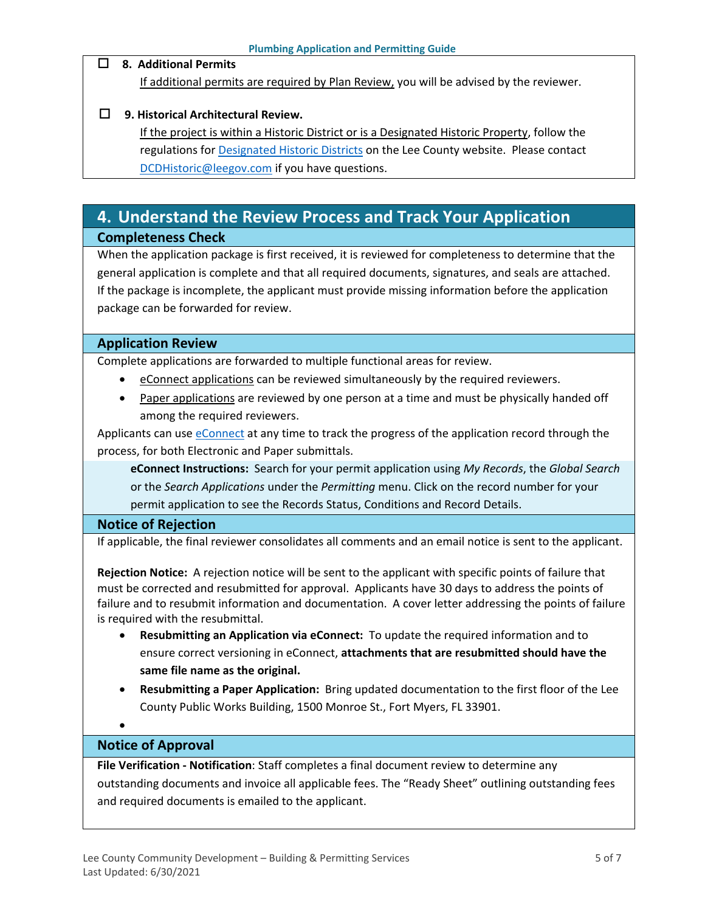- ☐ **8. Additional Permits**

  If additional permits are required by Plan Review, you will be advised by the reviewer.

- ☐ **9. Historical Architectural Review.**

  If the project is within a Historic District or is a Designated Historic Property, follow the regulations for Designated Historic Districts on the Lee County website. Please contact DCDHistoric@leegov.com if you have questions.

## 4. Understand the Review Process and Track Your Application

### Completeness Check

When the application package is first received, it is reviewed for completeness to determine that the general application is complete and that all required documents, signatures, and seals are attached. If the package is incomplete, the applicant must provide missing information before the application package can be forwarded for review.

### Application Review

Complete applications are forwarded to multiple functional areas for review.

- eConnect applications can be reviewed simultaneously by the required reviewers.
- Paper applications are reviewed by one person at a time and must be physically handed off among the required reviewers.

Applicants can use eConnect at any time to track the progress of the application record through the process, for both Electronic and Paper submittals.

**eConnect Instructions:** Search for your permit application using *My Records*, the *Global Search* or the *Search Applications* under the *Permitting* menu. Click on the record number for your permit application to see the Records Status, Conditions and Record Details.

### Notice of Rejection

If applicable, the final reviewer consolidates all comments and an email notice is sent to the applicant.

**Rejection Notice:** A rejection notice will be sent to the applicant with specific points of failure that must be corrected and resubmitted for approval. Applicants have 30 days to address the points of failure and to resubmit information and documentation. A cover letter addressing the points of failure is required with the resubmittal.

- **Resubmitting an Application via eConnect:** To update the required information and to ensure correct versioning in eConnect, **attachments that are resubmitted should have the same file name as the original.**
- **Resubmitting a Paper Application:** Bring updated documentation to the first floor of the Lee County Public Works Building, 1500 Monroe St., Fort Myers, FL 33901.

### Notice of Approval

**File Verification - Notification**: Staff completes a final document review to determine any outstanding documents and invoice all applicable fees. The "Ready Sheet" outlining outstanding fees and required documents is emailed to the applicant.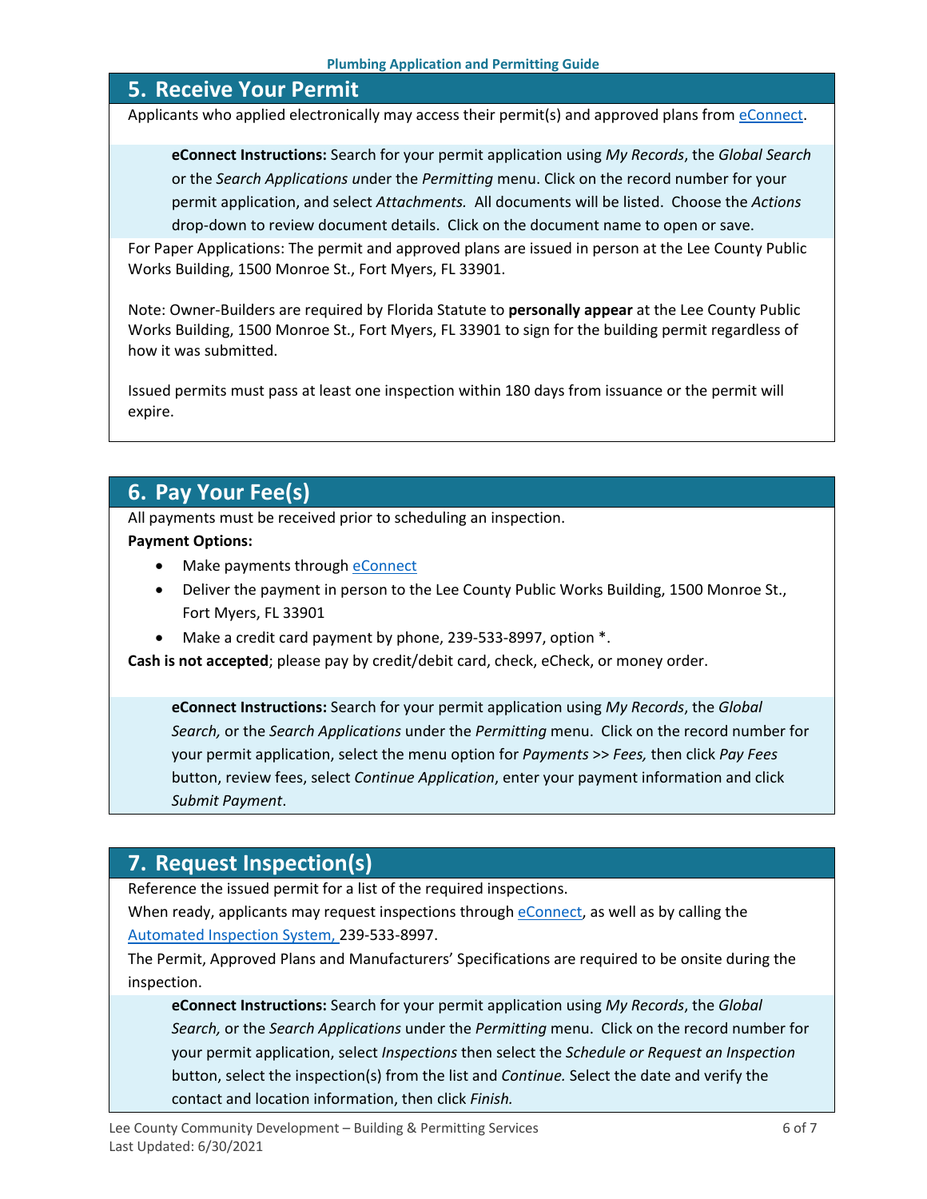## 5. Receive Your Permit

Applicants who applied electronically may access their permit(s) and approved plans from eConnect.

> **eConnect Instructions:** Search for your permit application using *My Records*, the *Global Search* or the *Search Applications* under the *Permitting* menu. Click on the record number for your permit application, and select *Attachments.* All documents will be listed. Choose the *Actions* drop-down to review document details. Click on the document name to open or save.

For Paper Applications: The permit and approved plans are issued in person at the Lee County Public Works Building, 1500 Monroe St., Fort Myers, FL 33901.

Note: Owner-Builders are required by Florida Statute to **personally appear** at the Lee County Public Works Building, 1500 Monroe St., Fort Myers, FL 33901 to sign for the building permit regardless of how it was submitted.

Issued permits must pass at least one inspection within 180 days from issuance or the permit will expire.

## 6. Pay Your Fee(s)

All payments must be received prior to scheduling an inspection.

**Payment Options:**

- Make payments through eConnect
- Deliver the payment in person to the Lee County Public Works Building, 1500 Monroe St., Fort Myers, FL 33901
- Make a credit card payment by phone, 239-533-8997, option *.

**Cash is not accepted**; please pay by credit/debit card, check, eCheck, or money order.

> **eConnect Instructions:** Search for your permit application using *My Records*, the *Global Search,* or the *Search Applications* under the *Permitting* menu. Click on the record number for your permit application, select the menu option for *Payments >> Fees,* then click *Pay Fees* button, review fees, select *Continue Application*, enter your payment information and click *Submit Payment*.

## 7. Request Inspection(s)

Reference the issued permit for a list of the required inspections.

When ready, applicants may request inspections through eConnect, as well as by calling the Automated Inspection System, 239-533-8997.

The Permit, Approved Plans and Manufacturers' Specifications are required to be onsite during the inspection.

> **eConnect Instructions:** Search for your permit application using *My Records*, the *Global Search,* or the *Search Applications* under the *Permitting* menu. Click on the record number for your permit application, select *Inspections* then select the *Schedule or Request an Inspection* button, select the inspection(s) from the list and *Continue.* Select the date and verify the contact and location information, then click *Finish.*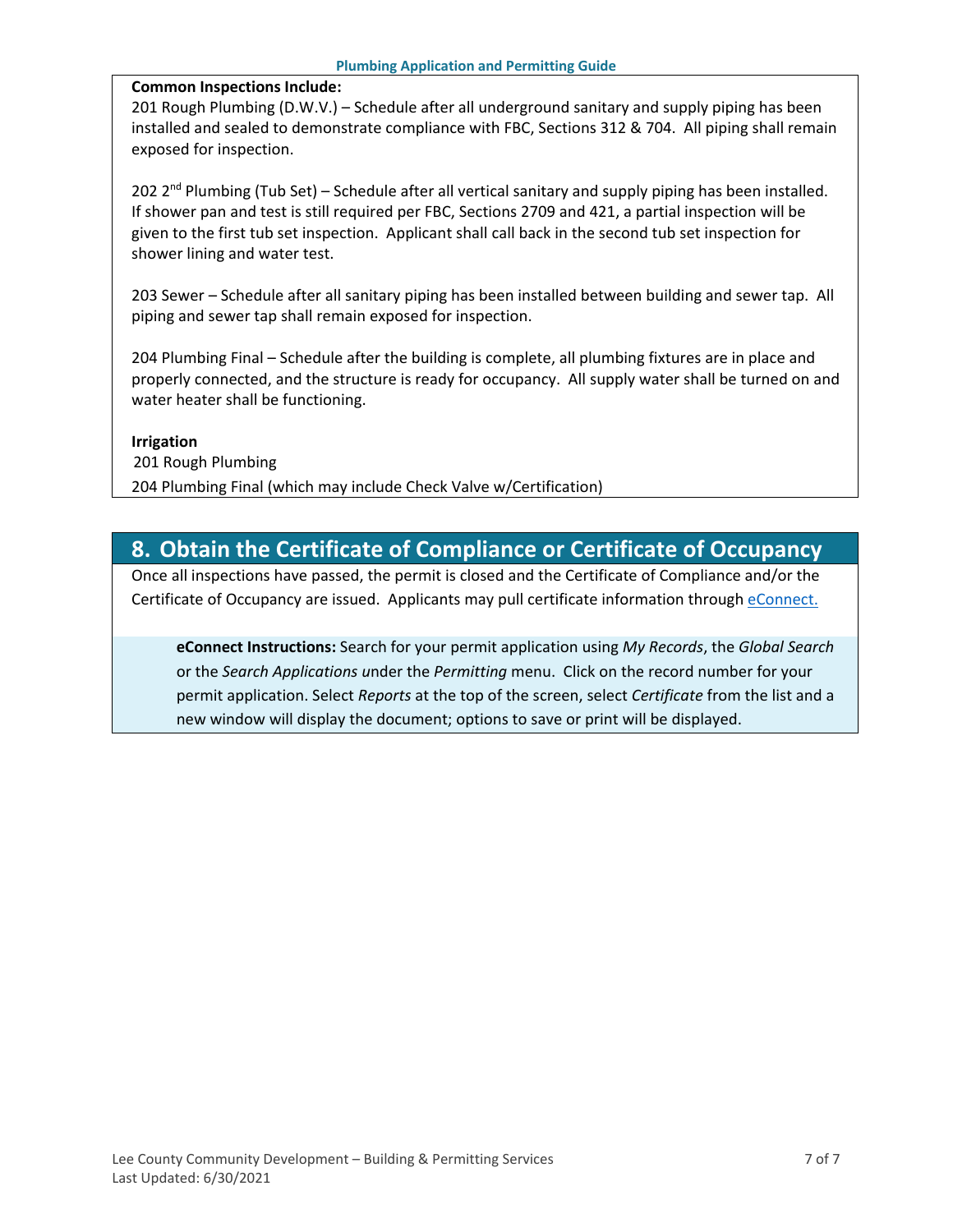**Common Inspections Include:**

201 Rough Plumbing (D.W.V.) – Schedule after all underground sanitary and supply piping has been installed and sealed to demonstrate compliance with FBC, Sections 312 & 704. All piping shall remain exposed for inspection.

202 2nd Plumbing (Tub Set) – Schedule after all vertical sanitary and supply piping has been installed. If shower pan and test is still required per FBC, Sections 2709 and 421, a partial inspection will be given to the first tub set inspection. Applicant shall call back in the second tub set inspection for shower lining and water test.

203 Sewer – Schedule after all sanitary piping has been installed between building and sewer tap. All piping and sewer tap shall remain exposed for inspection.

204 Plumbing Final – Schedule after the building is complete, all plumbing fixtures are in place and properly connected, and the structure is ready for occupancy. All supply water shall be turned on and water heater shall be functioning.

**Irrigation**

201 Rough Plumbing

204 Plumbing Final (which may include Check Valve w/Certification)

## 8. Obtain the Certificate of Compliance or Certificate of Occupancy

Once all inspections have passed, the permit is closed and the Certificate of Compliance and/or the Certificate of Occupancy are issued. Applicants may pull certificate information through eConnect.

**eConnect Instructions:** Search for your permit application using *My Records*, the *Global Search* or the *Search Applications* under the *Permitting* menu. Click on the record number for your permit application. Select *Reports* at the top of the screen, select *Certificate* from the list and a new window will display the document; options to save or print will be displayed.